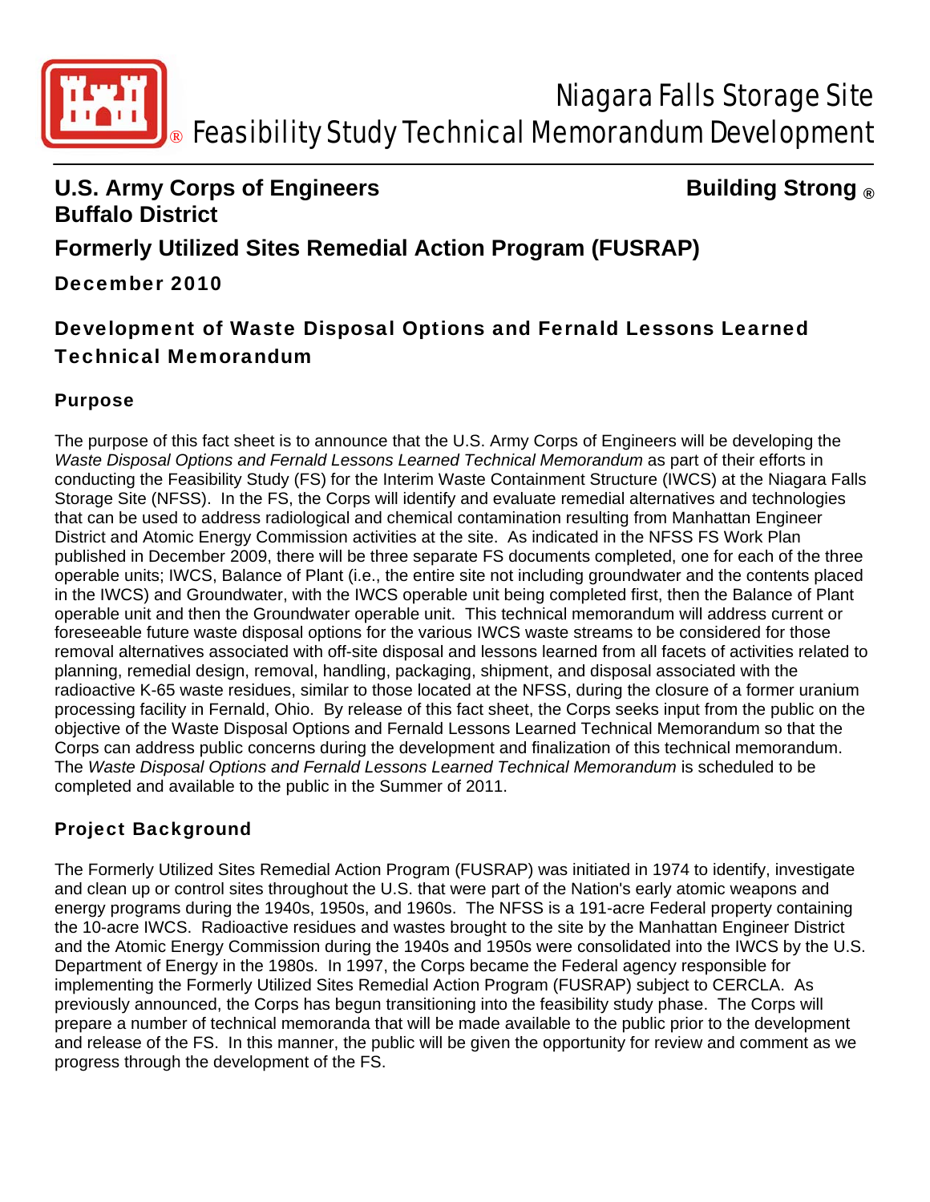# Niagara Falls Storage Site
## Feasibility Study Technical Memorandum Development

**U.S. Army Corps of Engineers**
**Buffalo District**

**Building Strong ®**

## Formerly Utilized Sites Remedial Action Program (FUSRAP)

**December 2010**

## Development of Waste Disposal Options and Fernald Lessons Learned Technical Memorandum

### Purpose

The purpose of this fact sheet is to announce that the U.S. Army Corps of Engineers will be developing the *Waste Disposal Options and Fernald Lessons Learned Technical Memorandum* as part of their efforts in conducting the Feasibility Study (FS) for the Interim Waste Containment Structure (IWCS) at the Niagara Falls Storage Site (NFSS). In the FS, the Corps will identify and evaluate remedial alternatives and technologies that can be used to address radiological and chemical contamination resulting from Manhattan Engineer District and Atomic Energy Commission activities at the site. As indicated in the NFSS FS Work Plan published in December 2009, there will be three separate FS documents completed, one for each of the three operable units; IWCS, Balance of Plant (i.e., the entire site not including groundwater and the contents placed in the IWCS) and Groundwater, with the IWCS operable unit being completed first, then the Balance of Plant operable unit and then the Groundwater operable unit. This technical memorandum will address current or foreseeable future waste disposal options for the various IWCS waste streams to be considered for those removal alternatives associated with off-site disposal and lessons learned from all facets of activities related to planning, remedial design, removal, handling, packaging, shipment, and disposal associated with the radioactive K-65 waste residues, similar to those located at the NFSS, during the closure of a former uranium processing facility in Fernald, Ohio. By release of this fact sheet, the Corps seeks input from the public on the objective of the Waste Disposal Options and Fernald Lessons Learned Technical Memorandum so that the Corps can address public concerns during the development and finalization of this technical memorandum. The *Waste Disposal Options and Fernald Lessons Learned Technical Memorandum* is scheduled to be completed and available to the public in the Summer of 2011.

### Project Background

The Formerly Utilized Sites Remedial Action Program (FUSRAP) was initiated in 1974 to identify, investigate and clean up or control sites throughout the U.S. that were part of the Nation's early atomic weapons and energy programs during the 1940s, 1950s, and 1960s. The NFSS is a 191-acre Federal property containing the 10-acre IWCS. Radioactive residues and wastes brought to the site by the Manhattan Engineer District and the Atomic Energy Commission during the 1940s and 1950s were consolidated into the IWCS by the U.S. Department of Energy in the 1980s. In 1997, the Corps became the Federal agency responsible for implementing the Formerly Utilized Sites Remedial Action Program (FUSRAP) subject to CERCLA. As previously announced, the Corps has begun transitioning into the feasibility study phase. The Corps will prepare a number of technical memoranda that will be made available to the public prior to the development and release of the FS. In this manner, the public will be given the opportunity for review and comment as we progress through the development of the FS.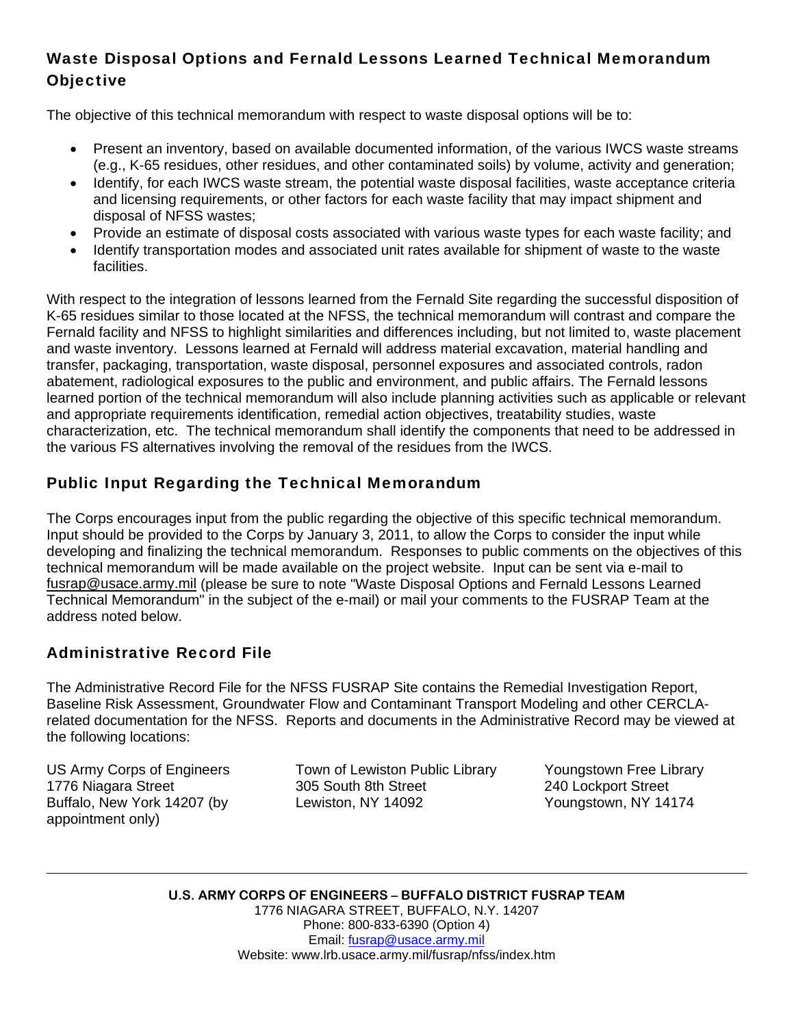## Waste Disposal Options and Fernald Lessons Learned Technical Memorandum Objective

The objective of this technical memorandum with respect to waste disposal options will be to:

- Present an inventory, based on available documented information, of the various IWCS waste streams (e.g., K-65 residues, other residues, and other contaminated soils) by volume, activity and generation;
- Identify, for each IWCS waste stream, the potential waste disposal facilities, waste acceptance criteria and licensing requirements, or other factors for each waste facility that may impact shipment and disposal of NFSS wastes;
- Provide an estimate of disposal costs associated with various waste types for each waste facility; and
- Identify transportation modes and associated unit rates available for shipment of waste to the waste facilities.

With respect to the integration of lessons learned from the Fernald Site regarding the successful disposition of K-65 residues similar to those located at the NFSS, the technical memorandum will contrast and compare the Fernald facility and NFSS to highlight similarities and differences including, but not limited to, waste placement and waste inventory. Lessons learned at Fernald will address material excavation, material handling and transfer, packaging, transportation, waste disposal, personnel exposures and associated controls, radon abatement, radiological exposures to the public and environment, and public affairs. The Fernald lessons learned portion of the technical memorandum will also include planning activities such as applicable or relevant and appropriate requirements identification, remedial action objectives, treatability studies, waste characterization, etc. The technical memorandum shall identify the components that need to be addressed in the various FS alternatives involving the removal of the residues from the IWCS.

## Public Input Regarding the Technical Memorandum

The Corps encourages input from the public regarding the objective of this specific technical memorandum. Input should be provided to the Corps by January 3, 2011, to allow the Corps to consider the input while developing and finalizing the technical memorandum. Responses to public comments on the objectives of this technical memorandum will be made available on the project website. Input can be sent via e-mail to fusrap@usace.army.mil (please be sure to note "Waste Disposal Options and Fernald Lessons Learned Technical Memorandum" in the subject of the e-mail) or mail your comments to the FUSRAP Team at the address noted below.

## Administrative Record File

The Administrative Record File for the NFSS FUSRAP Site contains the Remedial Investigation Report, Baseline Risk Assessment, Groundwater Flow and Contaminant Transport Modeling and other CERCLA-related documentation for the NFSS. Reports and documents in the Administrative Record may be viewed at the following locations:

US Army Corps of Engineers
1776 Niagara Street
Buffalo, New York 14207 (by appointment only)

Town of Lewiston Public Library
305 South 8th Street
Lewiston, NY 14092

Youngstown Free Library
240 Lockport Street
Youngstown, NY 14174

---

**U.S. ARMY CORPS OF ENGINEERS – BUFFALO DISTRICT FUSRAP TEAM**
1776 NIAGARA STREET, BUFFALO, N.Y. 14207
Phone: 800-833-6390 (Option 4)
Email: fusrap@usace.army.mil
Website: www.lrb.usace.army.mil/fusrap/nfss/index.htm